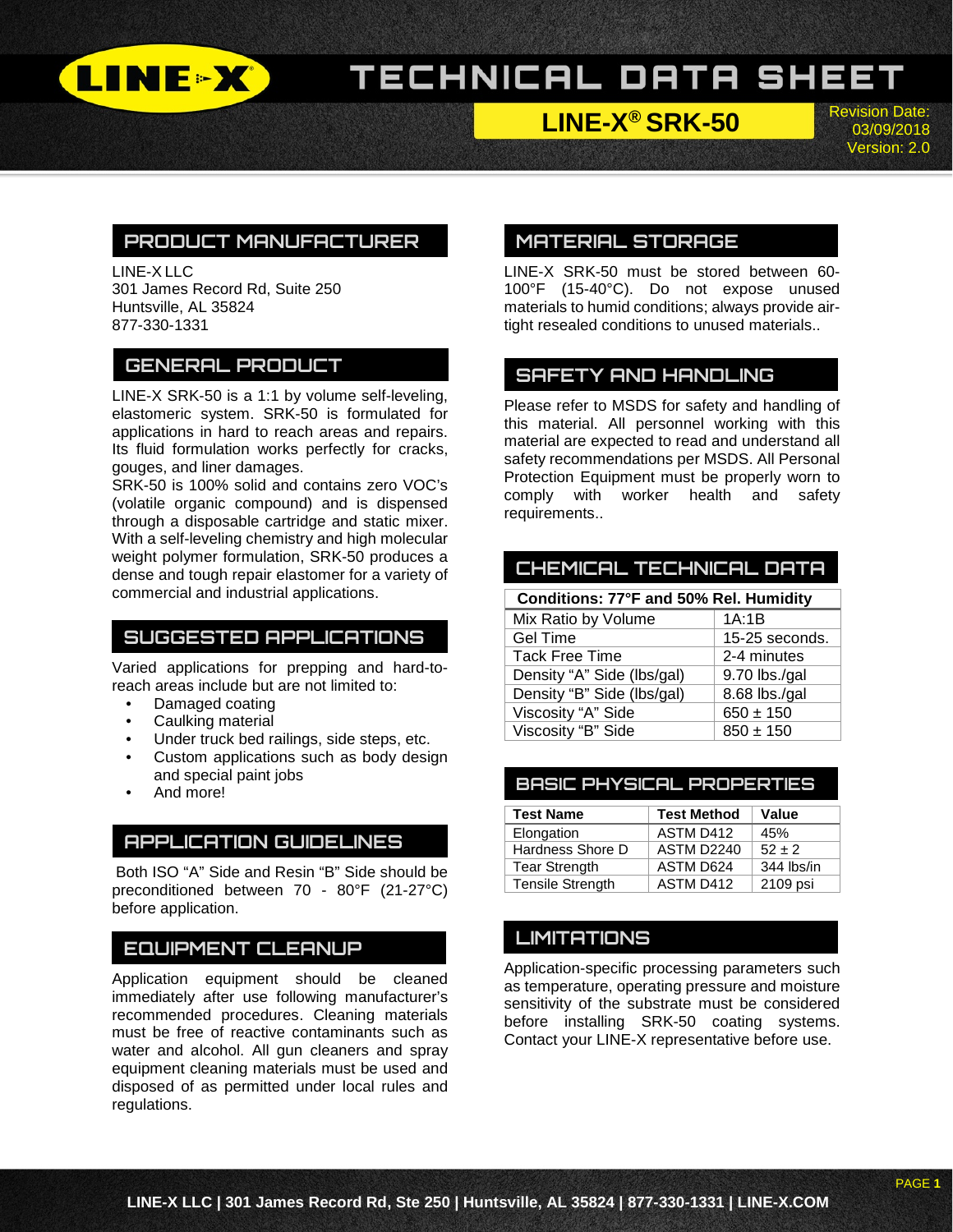# TECHNICAL DATA SHEET

## LINE-X® SRK-50

Revision Date: 03/09/2018
Version: 2.0

## PRODUCT MANUFACTURER

LINE-X LLC
301 James Record Rd, Suite 250
Huntsville, AL 35824
877-330-1331

## GENERAL PRODUCT

LINE-X SRK-50 is a 1:1 by volume self-leveling, elastomeric system. SRK-50 is formulated for applications in hard to reach areas and repairs. Its fluid formulation works perfectly for cracks, gouges, and liner damages.
SRK-50 is 100% solid and contains zero VOC's (volatile organic compound) and is dispensed through a disposable cartridge and static mixer. With a self-leveling chemistry and high molecular weight polymer formulation, SRK-50 produces a dense and tough repair elastomer for a variety of commercial and industrial applications.

## SUGGESTED APPLICATIONS

Varied applications for prepping and hard-to-reach areas include but are not limited to:

- Damaged coating
- Caulking material
- Under truck bed railings, side steps, etc.
- Custom applications such as body design and special paint jobs
- And more!

## APPLICATION GUIDELINES

Both ISO "A" Side and Resin "B" Side should be preconditioned between 70 - 80°F (21-27°C) before application.

## EQUIPMENT CLEANUP

Application equipment should be cleaned immediately after use following manufacturer's recommended procedures. Cleaning materials must be free of reactive contaminants such as water and alcohol. All gun cleaners and spray equipment cleaning materials must be used and disposed of as permitted under local rules and regulations.

## MATERIAL STORAGE

LINE-X SRK-50 must be stored between 60-100°F (15-40°C). Do not expose unused materials to humid conditions; always provide air-tight resealed conditions to unused materials..

## SAFETY AND HANDLING

Please refer to MSDS for safety and handling of this material. All personnel working with this material are expected to read and understand all safety recommendations per MSDS. All Personal Protection Equipment must be properly worn to comply with worker health and safety requirements..

## CHEMICAL TECHNICAL DATA

| Conditions: 77°F and 50% Rel. Humidity | |
|---|---|
| Mix Ratio by Volume | 1A:1B |
| Gel Time | 15-25 seconds. |
| Tack Free Time | 2-4 minutes |
| Density "A" Side (lbs/gal) | 9.70 lbs./gal |
| Density "B" Side (lbs/gal) | 8.68 lbs./gal |
| Viscosity "A" Side | 650 ± 150 |
| Viscosity "B" Side | 850 ± 150 |

## BASIC PHYSICAL PROPERTIES

| Test Name | Test Method | Value |
|---|---|---|
| Elongation | ASTM D412 | 45% |
| Hardness Shore D | ASTM D2240 | 52 ± 2 |
| Tear Strength | ASTM D624 | 344 lbs/in |
| Tensile Strength | ASTM D412 | 2109 psi |

## LIMITATIONS

Application-specific processing parameters such as temperature, operating pressure and moisture sensitivity of the substrate must be considered before installing SRK-50 coating systems. Contact your LINE-X representative before use.

LINE-X LLC | 301 James Record Rd, Ste 250 | Huntsville, AL 35824 | 877-330-1331 | LINE-X.COM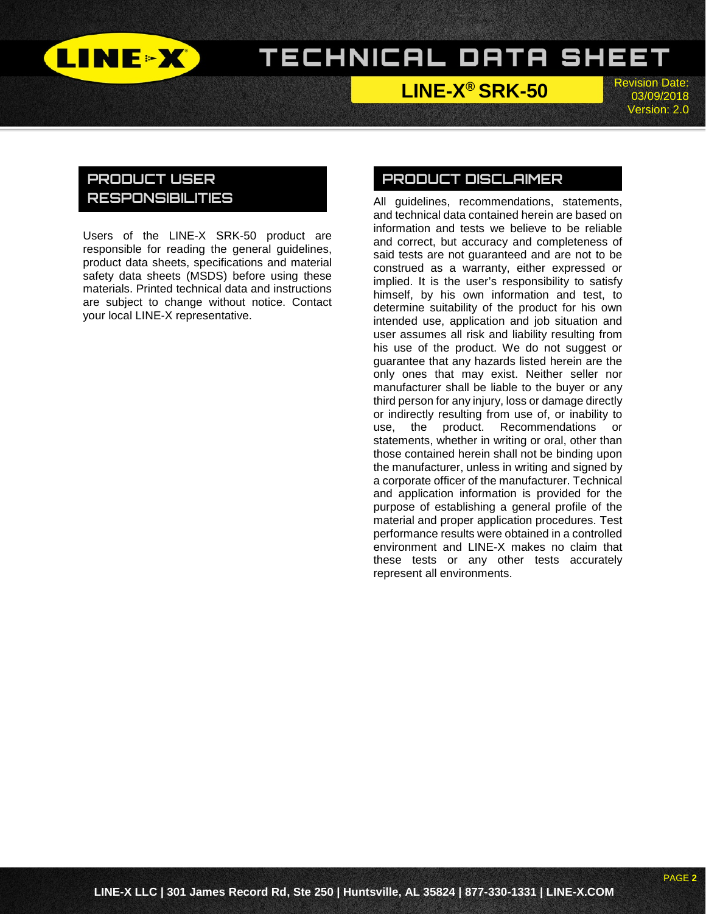## PRODUCT USER RESPONSIBILITIES

Users of the LINE-X SRK-50 product are responsible for reading the general guidelines, product data sheets, specifications and material safety data sheets (MSDS) before using these materials. Printed technical data and instructions are subject to change without notice. Contact your local LINE-X representative.

## PRODUCT DISCLAIMER

All guidelines, recommendations, statements, and technical data contained herein are based on information and tests we believe to be reliable and correct, but accuracy and completeness of said tests are not guaranteed and are not to be construed as a warranty, either expressed or implied. It is the user's responsibility to satisfy himself, by his own information and test, to determine suitability of the product for his own intended use, application and job situation and user assumes all risk and liability resulting from his use of the product. We do not suggest or guarantee that any hazards listed herein are the only ones that may exist. Neither seller nor manufacturer shall be liable to the buyer or any third person for any injury, loss or damage directly or indirectly resulting from use of, or inability to use, the product. Recommendations or statements, whether in writing or oral, other than those contained herein shall not be binding upon the manufacturer, unless in writing and signed by a corporate officer of the manufacturer. Technical and application information is provided for the purpose of establishing a general profile of the material and proper application procedures. Test performance results were obtained in a controlled environment and LINE-X makes no claim that these tests or any other tests accurately represent all environments.